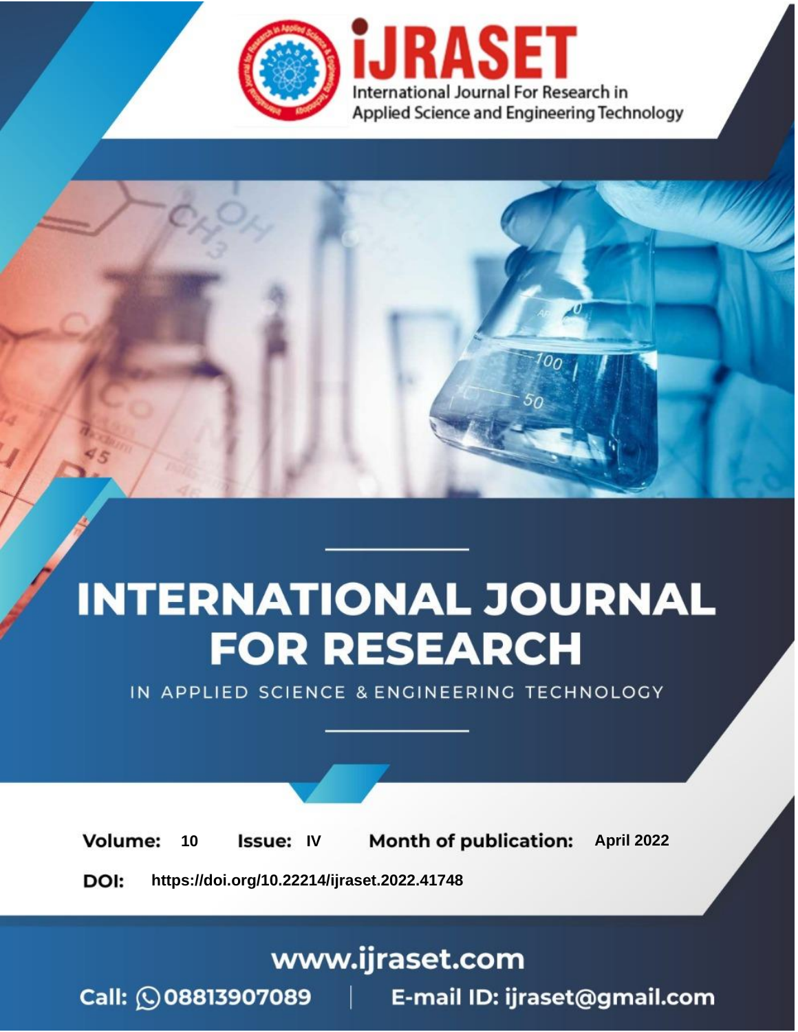# INTERNATIONAL JOURNAL FOR RESEARCH

IN APPLIED SCIENCE & ENGINEERING TECHNOLOGY

**Volume:** 10 **Issue:** IV **Month of publication:** April 2022

**DOI:** https://doi.org/10.22214/ijraset.2022.41748

www.ijraset.com

Call: 08813907089 | E-mail ID: ijraset@gmail.com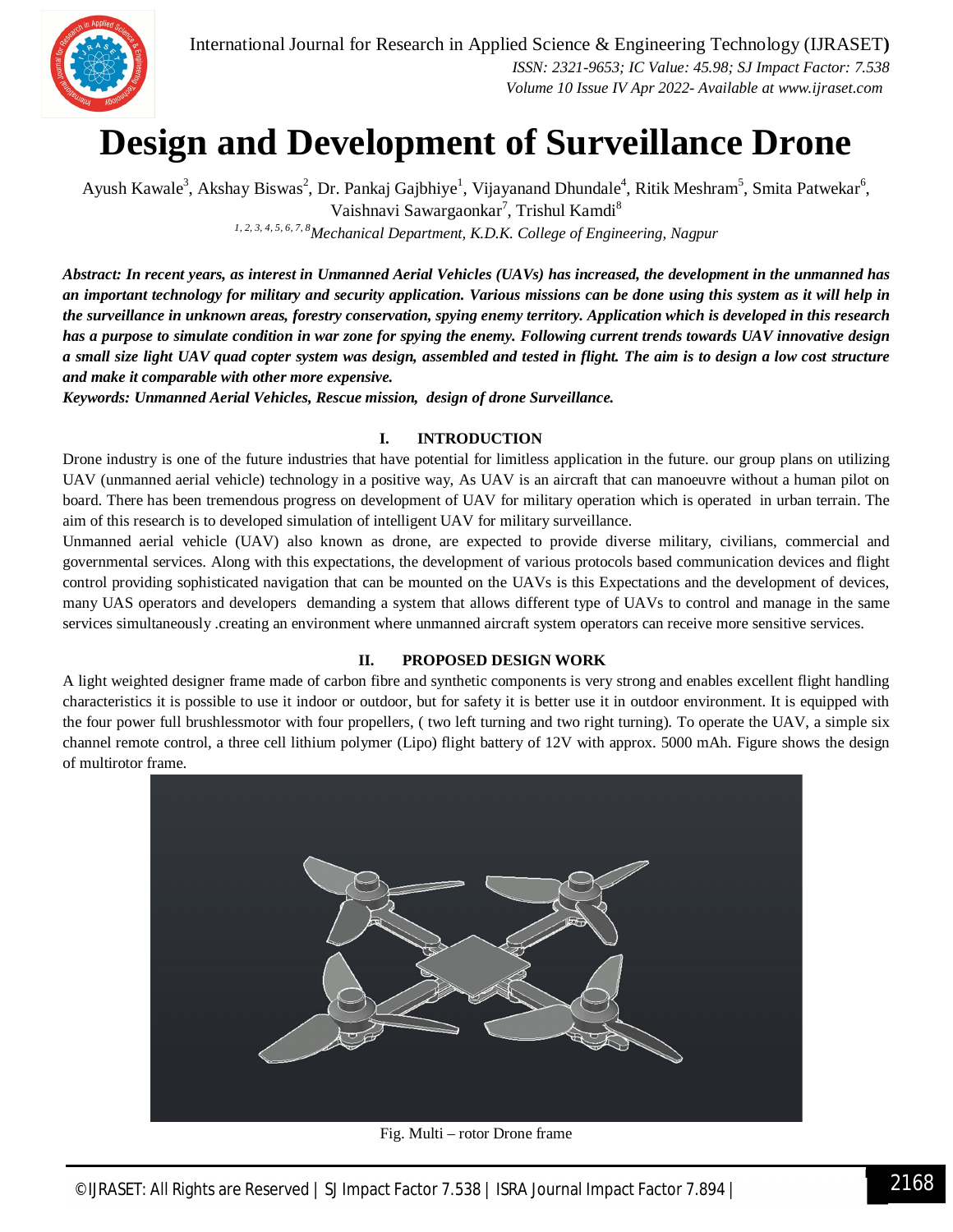# Design and Development of Surveillance Drone

Ayush Kawale[3], Akshay Biswas[2], Dr. Pankaj Gajbhiye[1], Vijayanand Dhundale[4], Ritik Meshram[5], Smita Patwekar[6], Vaishnavi Sawargaonkar[7], Trishul Kamdi[8]

[1, 2, 3, 4, 5, 6, 7, 8] *Mechanical Department, K.D.K. College of Engineering, Nagpur*

***Abstract:** In recent years, as interest in Unmanned Aerial Vehicles (UAVs) has increased, the development in the unmanned has an important technology for military and security application. Various missions can be done using this system as it will help in the surveillance in unknown areas, forestry conservation, spying enemy territory. Application which is developed in this research has a purpose to simulate condition in war zone for spying the enemy. Following current trends towards UAV innovative design a small size light UAV quad copter system was design, assembled and tested in flight. The aim is to design a low cost structure and make it comparable with other more expensive.*

***Keywords:** Unmanned Aerial Vehicles, Rescue mission, design of drone Surveillance.*

## I. INTRODUCTION

Drone industry is one of the future industries that have potential for limitless application in the future. our group plans on utilizing UAV (unmanned aerial vehicle) technology in a positive way, As UAV is an aircraft that can manoeuvre without a human pilot on board. There has been tremendous progress on development of UAV for military operation which is operated in urban terrain. The aim of this research is to developed simulation of intelligent UAV for military surveillance.

Unmanned aerial vehicle (UAV) also known as drone, are expected to provide diverse military, civilians, commercial and governmental services. Along with this expectations, the development of various protocols based communication devices and flight control providing sophisticated navigation that can be mounted on the UAVs is this Expectations and the development of devices, many UAS operators and developers demanding a system that allows different type of UAVs to control and manage in the same services simultaneously .creating an environment where unmanned aircraft system operators can receive more sensitive services.

## II. PROPOSED DESIGN WORK

A light weighted designer frame made of carbon fibre and synthetic components is very strong and enables excellent flight handling characteristics it is possible to use it indoor or outdoor, but for safety it is better use it in outdoor environment. It is equipped with the four power full brushlessmotor with four propellers, ( two left turning and two right turning). To operate the UAV, a simple six channel remote control, a three cell lithium polymer (Lipo) flight battery of 12V with approx. 5000 mAh. Figure shows the design of multirotor frame.

Fig. Multi – rotor Drone frame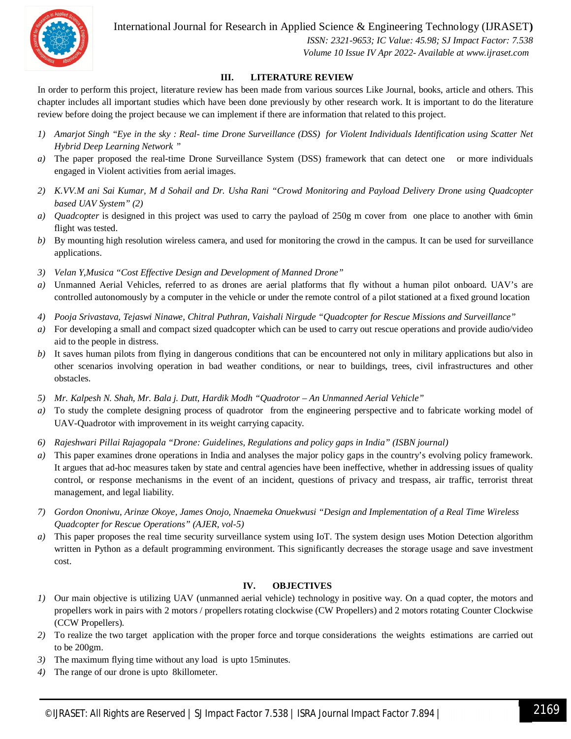## III. LITERATURE REVIEW

In order to perform this project, literature review has been made from various sources Like Journal, books, article and others. This chapter includes all important studies which have been done previously by other research work. It is important to do the literature review before doing the project because we can implement if there are information that related to this project.

1) *Amarjot Singh "Eye in the sky : Real- time Drone Surveillance (DSS) for Violent Individuals Identification using Scatter Net Hybrid Deep Learning Network "*
   a) The paper proposed the real-time Drone Surveillance System (DSS) framework that can detect one or more individuals engaged in Violent activities from aerial images.

2) *K.VV.M ani Sai Kumar, M d Sohail and Dr. Usha Rani "Crowd Monitoring and Payload Delivery Drone using Quadcopter based UAV System" (2)*
   a) *Quadcopter* is designed in this project was used to carry the payload of 250g m cover from one place to another with 6min flight was tested.
   b) By mounting high resolution wireless camera, and used for monitoring the crowd in the campus. It can be used for surveillance applications.

3) *Velan Y,Musica "Cost Effective Design and Development of Manned Drone"*
   a) Unmanned Aerial Vehicles, referred to as drones are aerial platforms that fly without a human pilot onboard. UAV's are controlled autonomously by a computer in the vehicle or under the remote control of a pilot stationed at a fixed ground location

4) *Pooja Srivastava, Tejaswi Ninawe, Chitral Puthran, Vaishali Nirgude "Quadcopter for Rescue Missions and Surveillance"*
   a) For developing a small and compact sized quadcopter which can be used to carry out rescue operations and provide audio/video aid to the people in distress.
   b) It saves human pilots from flying in dangerous conditions that can be encountered not only in military applications but also in other scenarios involving operation in bad weather conditions, or near to buildings, trees, civil infrastructures and other obstacles.

5) *Mr. Kalpesh N. Shah, Mr. Bala j. Dutt, Hardik Modh "Quadrotor – An Unmanned Aerial Vehicle"*
   a) To study the complete designing process of quadrotor from the engineering perspective and to fabricate working model of UAV-Quadrotor with improvement in its weight carrying capacity.

6) *Rajeshwari Pillai Rajagopala "Drone: Guidelines, Regulations and policy gaps in India" (ISBN journal)*
   a) This paper examines drone operations in India and analyses the major policy gaps in the country's evolving policy framework. It argues that ad-hoc measures taken by state and central agencies have been ineffective, whether in addressing issues of quality control, or response mechanisms in the event of an incident, questions of privacy and trespass, air traffic, terrorist threat management, and legal liability.

7) *Gordon Ononiwu, Arinze Okoye, James Onojo, Nnaemeka Onuekwusi "Design and Implementation of a Real Time Wireless Quadcopter for Rescue Operations" (AJER, vol-5)*
   a) This paper proposes the real time security surveillance system using IoT. The system design uses Motion Detection algorithm written in Python as a default programming environment. This significantly decreases the storage usage and save investment cost.

## IV. OBJECTIVES

1) Our main objective is utilizing UAV (unmanned aerial vehicle) technology in positive way. On a quad copter, the motors and propellers work in pairs with 2 motors / propellers rotating clockwise (CW Propellers) and 2 motors rotating Counter Clockwise (CCW Propellers).
2) To realize the two target application with the proper force and torque considerations the weights estimations are carried out to be 200gm.
3) The maximum flying time without any load is upto 15minutes.
4) The range of our drone is upto 8killometer.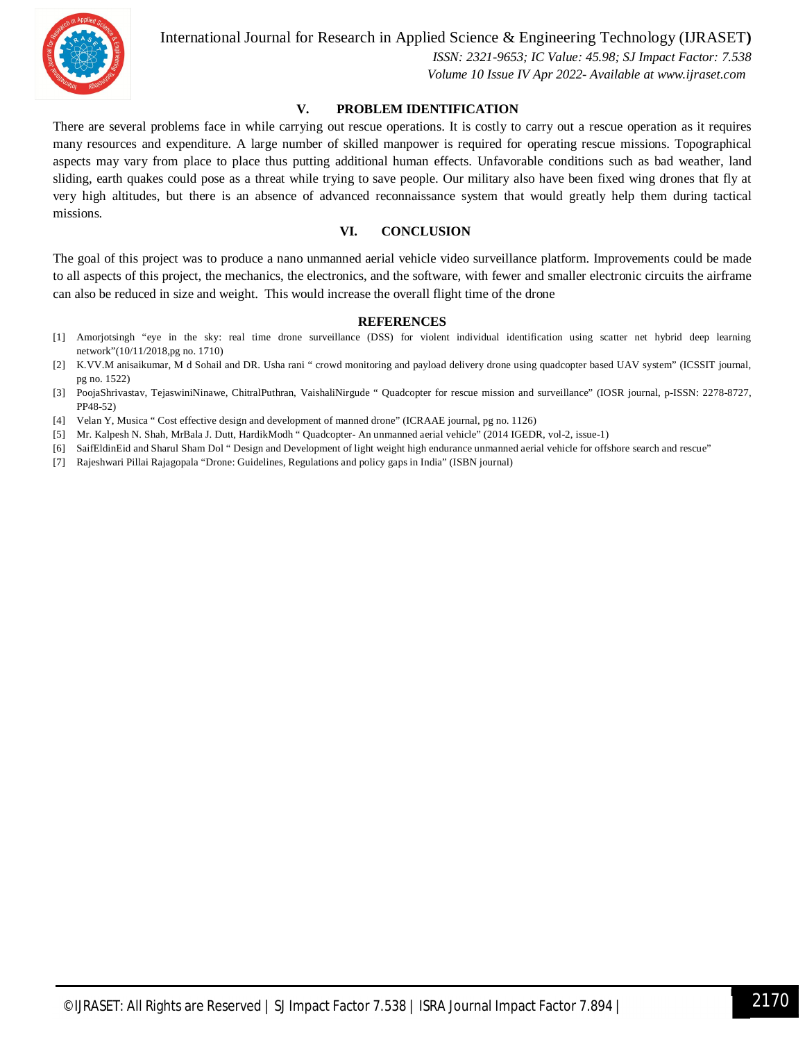## V. PROBLEM IDENTIFICATION

There are several problems face in while carrying out rescue operations. It is costly to carry out a rescue operation as it requires many resources and expenditure. A large number of skilled manpower is required for operating rescue missions. Topographical aspects may vary from place to place thus putting additional human effects. Unfavorable conditions such as bad weather, land sliding, earth quakes could pose as a threat while trying to save people. Our military also have been fixed wing drones that fly at very high altitudes, but there is an absence of advanced reconnaissance system that would greatly help them during tactical missions.

## VI. CONCLUSION

The goal of this project was to produce a nano unmanned aerial vehicle video surveillance platform. Improvements could be made to all aspects of this project, the mechanics, the electronics, and the software, with fewer and smaller electronic circuits the airframe can also be reduced in size and weight. This would increase the overall flight time of the drone

## REFERENCES

[1] Amorjotsingh "eye in the sky: real time drone surveillance (DSS) for violent individual identification using scatter net hybrid deep learning network"(10/11/2018,pg no. 1710)

[2] K.VV.M anisaikumar, M d Sohail and DR. Usha rani " crowd monitoring and payload delivery drone using quadcopter based UAV system" (ICSSIT journal, pg no. 1522)

[3] PoojaShrivastav, TejaswiniNinawe, ChitralPuthran, VaishaliNirgude " Quadcopter for rescue mission and surveillance" (IOSR journal, p-ISSN: 2278-8727, PP48-52)

[4] Velan Y, Musica " Cost effective design and development of manned drone" (ICRAAE journal, pg no. 1126)

[5] Mr. Kalpesh N. Shah, MrBala J. Dutt, HardikModh " Quadcopter- An unmanned aerial vehicle" (2014 IGEDR, vol-2, issue-1)

[6] SaifEldinEid and Sharul Sham Dol " Design and Development of light weight high endurance unmanned aerial vehicle for offshore search and rescue"

[7] Rajeshwari Pillai Rajagopala "Drone: Guidelines, Regulations and policy gaps in India" (ISBN journal)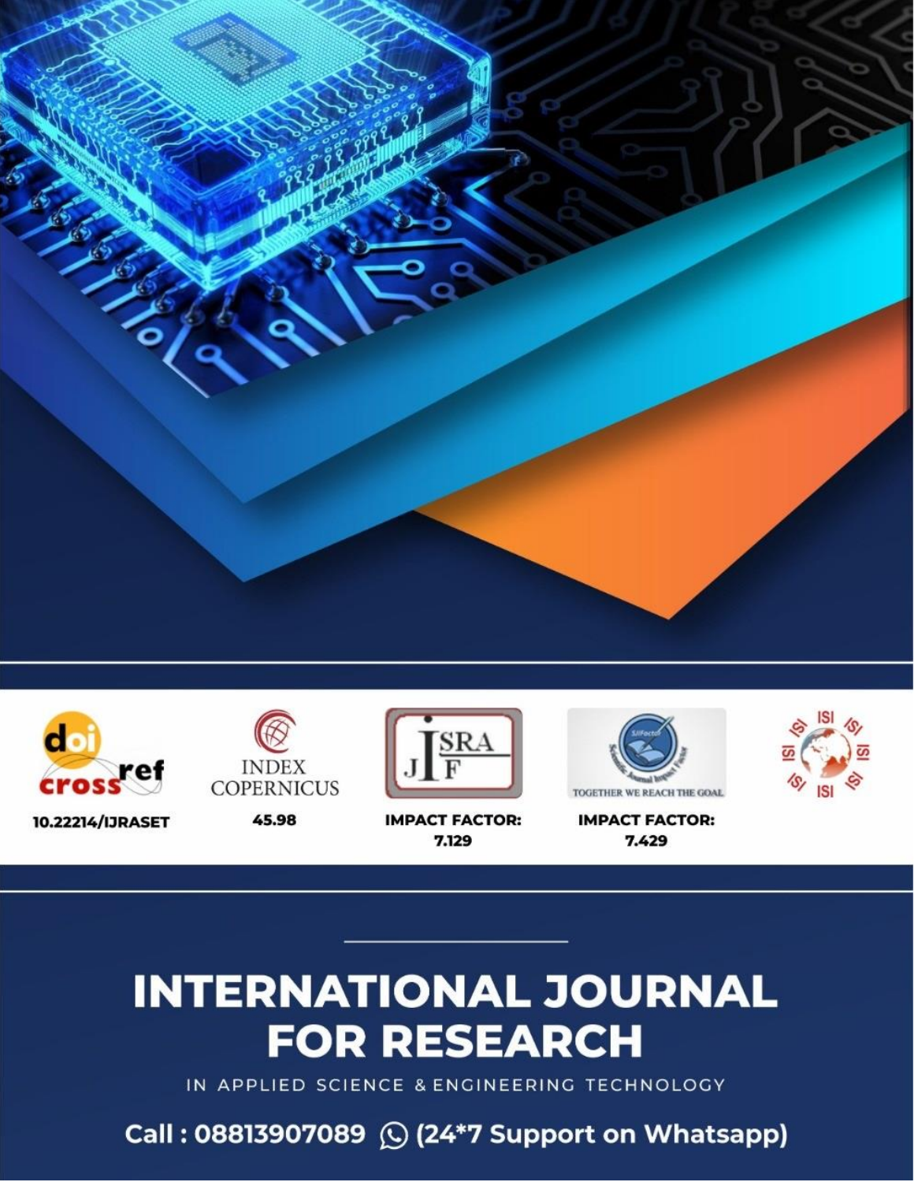10.22214/IJRASET

INDEX COPERNICUS

45.98

IMPACT FACTOR: 7.129

IMPACT FACTOR: 7.429

TOGETHER WE REACH THE GOAL

# INTERNATIONAL JOURNAL FOR RESEARCH

IN APPLIED SCIENCE & ENGINEERING TECHNOLOGY

Call : 08813907089 (24*7 Support on Whatsapp)